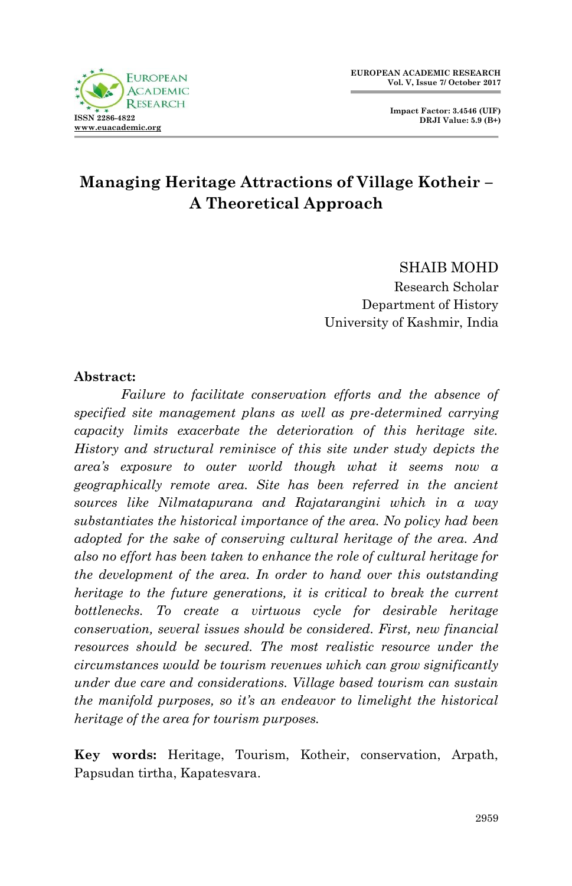# Managing Heritage Attractions of Village Kotheir – A Theoretical Approach

SHAIB MOHD
Research Scholar
Department of History
University of Kashmir, India

**Abstract:**

*Failure to facilitate conservation efforts and the absence of specified site management plans as well as pre-determined carrying capacity limits exacerbate the deterioration of this heritage site. History and structural reminisce of this site under study depicts the area's exposure to outer world though what it seems now a geographically remote area. Site has been referred in the ancient sources like Nilmatapurana and Rajatarangini which in a way substantiates the historical importance of the area. No policy had been adopted for the sake of conserving cultural heritage of the area. And also no effort has been taken to enhance the role of cultural heritage for the development of the area. In order to hand over this outstanding heritage to the future generations, it is critical to break the current bottlenecks. To create a virtuous cycle for desirable heritage conservation, several issues should be considered. First, new financial resources should be secured. The most realistic resource under the circumstances would be tourism revenues which can grow significantly under due care and considerations. Village based tourism can sustain the manifold purposes, so it's an endeavor to limelight the historical heritage of the area for tourism purposes.*

**Key words:** Heritage, Tourism, Kotheir, conservation, Arpath, Papsudan tirtha, Kapatesvara.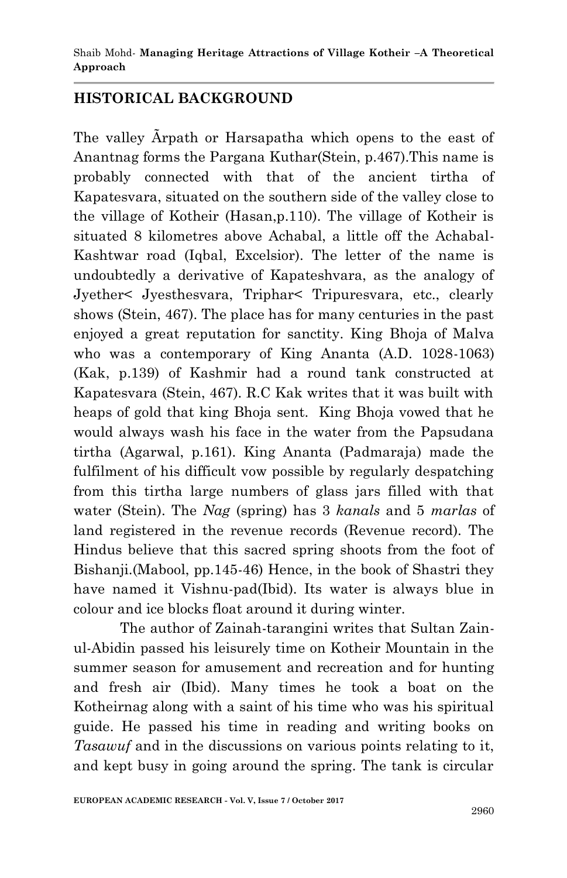## HISTORICAL BACKGROUND

The valley Ãrpath or Harsapatha which opens to the east of Anantnag forms the Pargana Kuthar(Stein, p.467).This name is probably connected with that of the ancient tirtha of Kapatesvara, situated on the southern side of the valley close to the village of Kotheir (Hasan,p.110). The village of Kotheir is situated 8 kilometres above Achabal, a little off the Achabal-Kashtwar road (Iqbal, Excelsior). The letter of the name is undoubtedly a derivative of Kapateshvara, as the analogy of Jyether< Jyesthesvara, Triphar< Tripuresvara, etc., clearly shows (Stein, 467). The place has for many centuries in the past enjoyed a great reputation for sanctity. King Bhoja of Malva who was a contemporary of King Ananta (A.D. 1028-1063) (Kak, p.139) of Kashmir had a round tank constructed at Kapatesvara (Stein, 467). R.C Kak writes that it was built with heaps of gold that king Bhoja sent. King Bhoja vowed that he would always wash his face in the water from the Papsudana tirtha (Agarwal, p.161). King Ananta (Padmaraja) made the fulfilment of his difficult vow possible by regularly despatching from this tirtha large numbers of glass jars filled with that water (Stein). The *Nag* (spring) has 3 *kanals* and 5 *marlas* of land registered in the revenue records (Revenue record). The Hindus believe that this sacred spring shoots from the foot of Bishanji.(Mabool, pp.145-46) Hence, in the book of Shastri they have named it Vishnu-pad(Ibid). Its water is always blue in colour and ice blocks float around it during winter.

The author of Zainah-tarangini writes that Sultan Zain-ul-Abidin passed his leisurely time on Kotheir Mountain in the summer season for amusement and recreation and for hunting and fresh air (Ibid). Many times he took a boat on the Kotheirnag along with a saint of his time who was his spiritual guide. He passed his time in reading and writing books on *Tasawuf* and in the discussions on various points relating to it, and kept busy in going around the spring. The tank is circular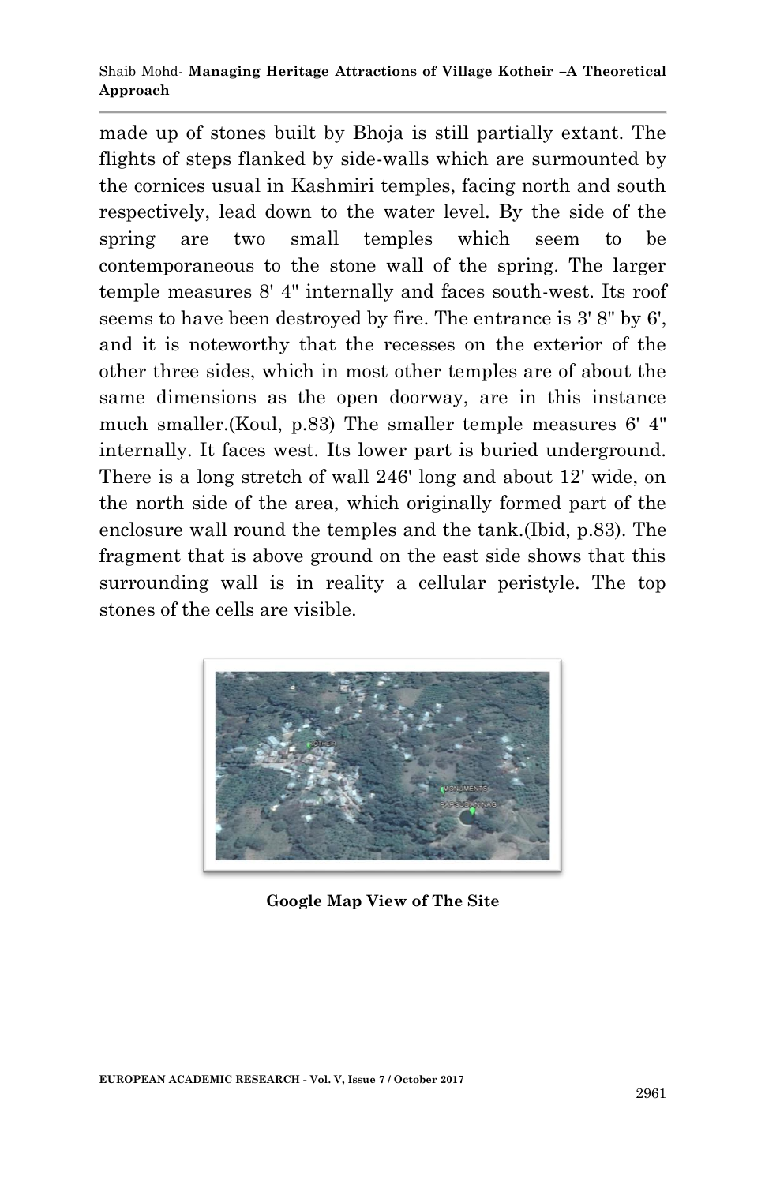made up of stones built by Bhoja is still partially extant. The flights of steps flanked by side-walls which are surmounted by the cornices usual in Kashmiri temples, facing north and south respectively, lead down to the water level. By the side of the spring are two small temples which seem to be contemporaneous to the stone wall of the spring. The larger temple measures 8' 4" internally and faces south-west. Its roof seems to have been destroyed by fire. The entrance is 3' 8" by 6', and it is noteworthy that the recesses on the exterior of the other three sides, which in most other temples are of about the same dimensions as the open doorway, are in this instance much smaller.(Koul, p.83) The smaller temple measures 6' 4" internally. It faces west. Its lower part is buried underground. There is a long stretch of wall 246' long and about 12' wide, on the north side of the area, which originally formed part of the enclosure wall round the temples and the tank.(Ibid, p.83). The fragment that is above ground on the east side shows that this surrounding wall is in reality a cellular peristyle. The top stones of the cells are visible.

**Google Map View of The Site**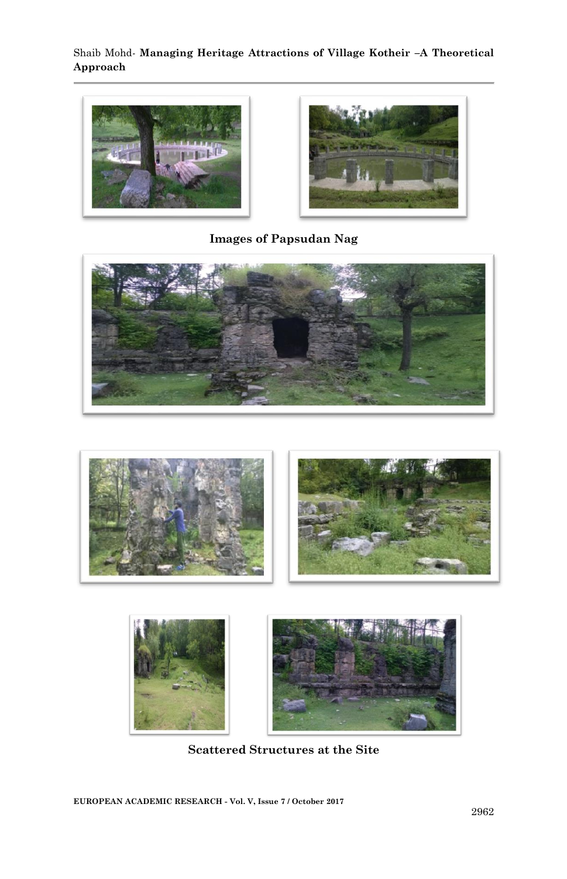Images of Papsudan Nag

Scattered Structures at the Site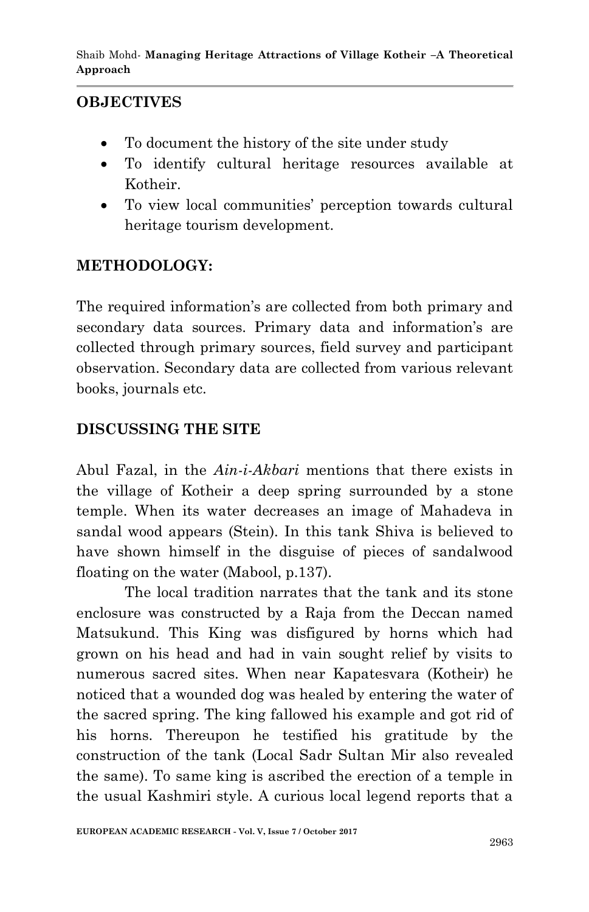## OBJECTIVES

- To document the history of the site under study
- To identify cultural heritage resources available at Kotheir.
- To view local communities' perception towards cultural heritage tourism development.

## METHODOLOGY:

The required information's are collected from both primary and secondary data sources. Primary data and information's are collected through primary sources, field survey and participant observation. Secondary data are collected from various relevant books, journals etc.

## DISCUSSING THE SITE

Abul Fazal, in the *Ain-i-Akbari* mentions that there exists in the village of Kotheir a deep spring surrounded by a stone temple. When its water decreases an image of Mahadeva in sandal wood appears (Stein). In this tank Shiva is believed to have shown himself in the disguise of pieces of sandalwood floating on the water (Mabool, p.137).

The local tradition narrates that the tank and its stone enclosure was constructed by a Raja from the Deccan named Matsukund. This King was disfigured by horns which had grown on his head and had in vain sought relief by visits to numerous sacred sites. When near Kapatesvara (Kotheir) he noticed that a wounded dog was healed by entering the water of the sacred spring. The king fallowed his example and got rid of his horns. Thereupon he testified his gratitude by the construction of the tank (Local Sadr Sultan Mir also revealed the same). To same king is ascribed the erection of a temple in the usual Kashmiri style. A curious local legend reports that a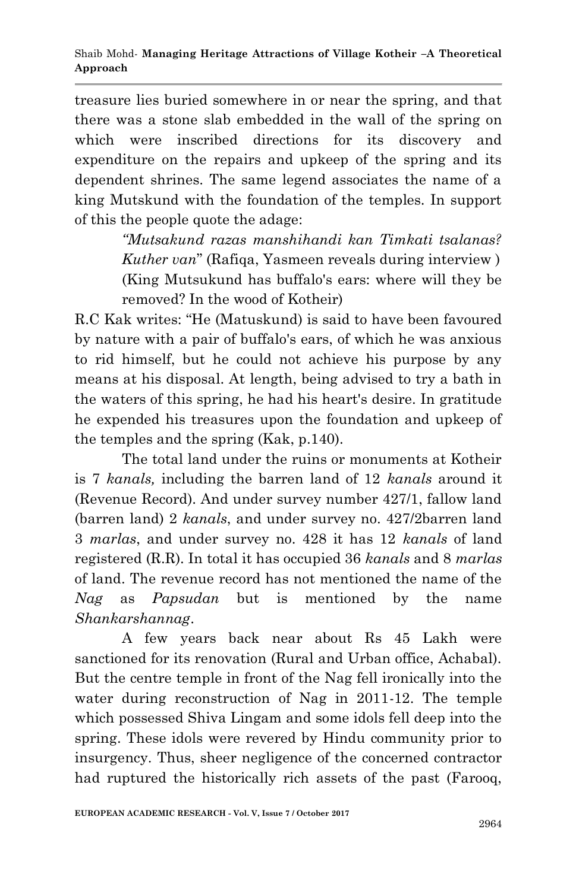treasure lies buried somewhere in or near the spring, and that there was a stone slab embedded in the wall of the spring on which were inscribed directions for its discovery and expenditure on the repairs and upkeep of the spring and its dependent shrines. The same legend associates the name of a king Mutskund with the foundation of the temples. In support of this the people quote the adage:

> *"Mutsakund razas manshihandi kan Timkati tsalanas? Kuther van*" (Rafiqa, Yasmeen reveals during interview )
> (King Mutsukund has buffalo's ears: where will they be removed? In the wood of Kotheir)

R.C Kak writes: "He (Matuskund) is said to have been favoured by nature with a pair of buffalo's ears, of which he was anxious to rid himself, but he could not achieve his purpose by any means at his disposal. At length, being advised to try a bath in the waters of this spring, he had his heart's desire. In gratitude he expended his treasures upon the foundation and upkeep of the temples and the spring (Kak, p.140).

The total land under the ruins or monuments at Kotheir is 7 *kanals,* including the barren land of 12 *kanals* around it (Revenue Record). And under survey number 427/1, fallow land (barren land) 2 *kanals*, and under survey no. 427/2barren land 3 *marlas*, and under survey no. 428 it has 12 *kanals* of land registered (R.R). In total it has occupied 36 *kanals* and 8 *marlas* of land. The revenue record has not mentioned the name of the *Nag* as *Papsudan* but is mentioned by the name *Shankarshannag*.

A few years back near about Rs 45 Lakh were sanctioned for its renovation (Rural and Urban office, Achabal). But the centre temple in front of the Nag fell ironically into the water during reconstruction of Nag in 2011-12. The temple which possessed Shiva Lingam and some idols fell deep into the spring. These idols were revered by Hindu community prior to insurgency. Thus, sheer negligence of the concerned contractor had ruptured the historically rich assets of the past (Farooq,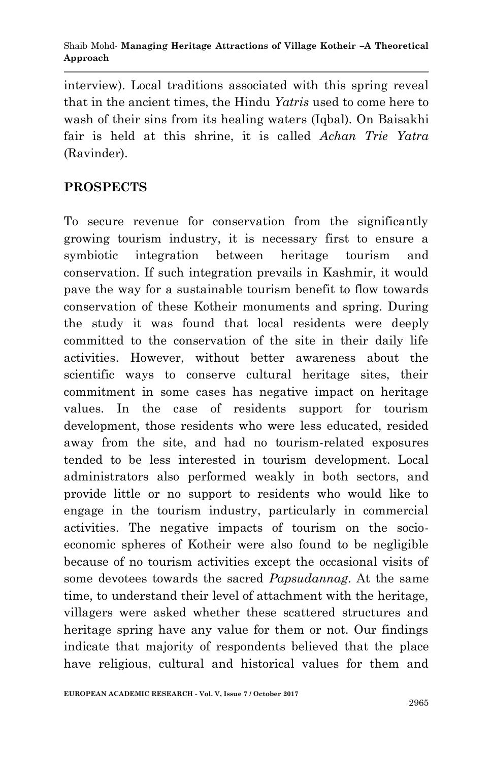interview). Local traditions associated with this spring reveal that in the ancient times, the Hindu *Yatris* used to come here to wash of their sins from its healing waters (Iqbal). On Baisakhi fair is held at this shrine, it is called *Achan Trie Yatra* (Ravinder).

## PROSPECTS

To secure revenue for conservation from the significantly growing tourism industry, it is necessary first to ensure a symbiotic integration between heritage tourism and conservation. If such integration prevails in Kashmir, it would pave the way for a sustainable tourism benefit to flow towards conservation of these Kotheir monuments and spring. During the study it was found that local residents were deeply committed to the conservation of the site in their daily life activities. However, without better awareness about the scientific ways to conserve cultural heritage sites, their commitment in some cases has negative impact on heritage values. In the case of residents support for tourism development, those residents who were less educated, resided away from the site, and had no tourism-related exposures tended to be less interested in tourism development. Local administrators also performed weakly in both sectors, and provide little or no support to residents who would like to engage in the tourism industry, particularly in commercial activities. The negative impacts of tourism on the socio-economic spheres of Kotheir were also found to be negligible because of no tourism activities except the occasional visits of some devotees towards the sacred *Papsudannag*. At the same time, to understand their level of attachment with the heritage, villagers were asked whether these scattered structures and heritage spring have any value for them or not. Our findings indicate that majority of respondents believed that the place have religious, cultural and historical values for them and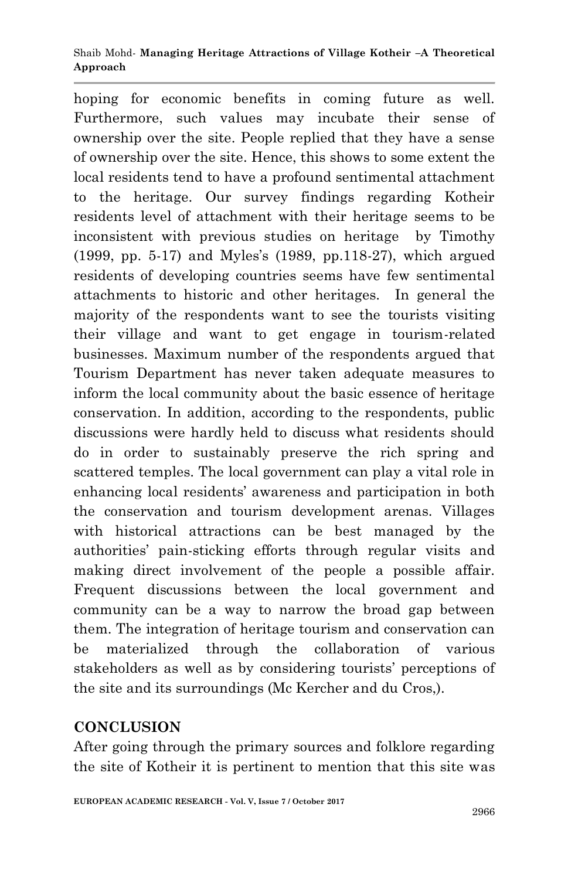hoping for economic benefits in coming future as well. Furthermore, such values may incubate their sense of ownership over the site. People replied that they have a sense of ownership over the site. Hence, this shows to some extent the local residents tend to have a profound sentimental attachment to the heritage. Our survey findings regarding Kotheir residents level of attachment with their heritage seems to be inconsistent with previous studies on heritage by Timothy (1999, pp. 5-17) and Myles's (1989, pp.118-27), which argued residents of developing countries seems have few sentimental attachments to historic and other heritages. In general the majority of the respondents want to see the tourists visiting their village and want to get engage in tourism-related businesses. Maximum number of the respondents argued that Tourism Department has never taken adequate measures to inform the local community about the basic essence of heritage conservation. In addition, according to the respondents, public discussions were hardly held to discuss what residents should do in order to sustainably preserve the rich spring and scattered temples. The local government can play a vital role in enhancing local residents' awareness and participation in both the conservation and tourism development arenas. Villages with historical attractions can be best managed by the authorities' pain-sticking efforts through regular visits and making direct involvement of the people a possible affair. Frequent discussions between the local government and community can be a way to narrow the broad gap between them. The integration of heritage tourism and conservation can be materialized through the collaboration of various stakeholders as well as by considering tourists' perceptions of the site and its surroundings (Mc Kercher and du Cros,).

## CONCLUSION

After going through the primary sources and folklore regarding the site of Kotheir it is pertinent to mention that this site was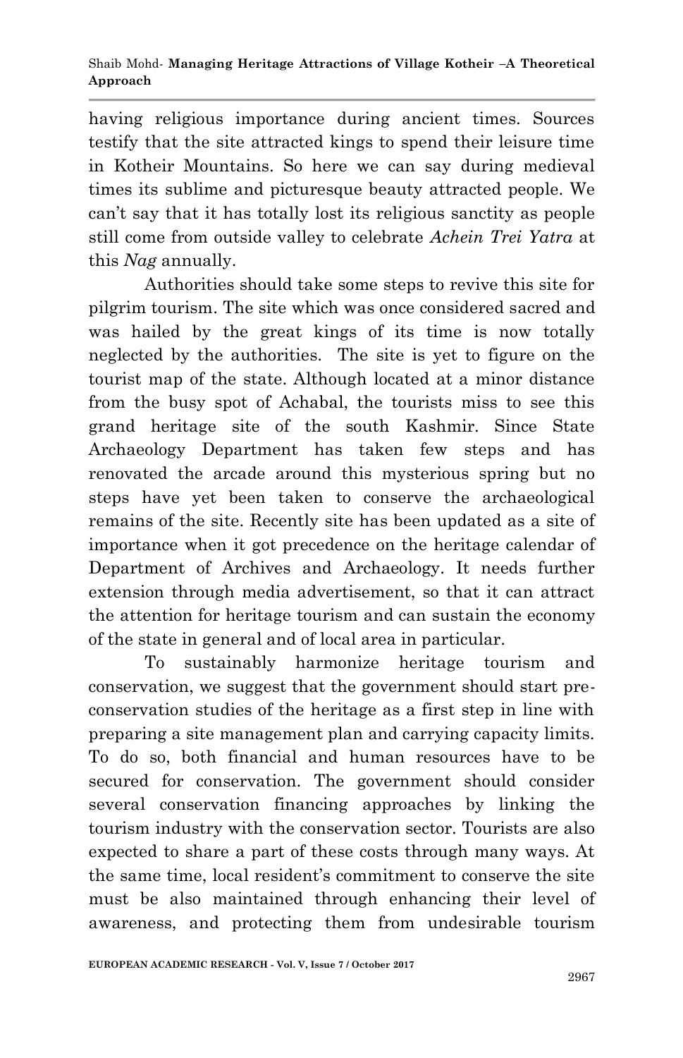having religious importance during ancient times. Sources testify that the site attracted kings to spend their leisure time in Kotheir Mountains. So here we can say during medieval times its sublime and picturesque beauty attracted people. We can't say that it has totally lost its religious sanctity as people still come from outside valley to celebrate *Achein Trei Yatra* at this *Nag* annually.

Authorities should take some steps to revive this site for pilgrim tourism. The site which was once considered sacred and was hailed by the great kings of its time is now totally neglected by the authorities. The site is yet to figure on the tourist map of the state. Although located at a minor distance from the busy spot of Achabal, the tourists miss to see this grand heritage site of the south Kashmir. Since State Archaeology Department has taken few steps and has renovated the arcade around this mysterious spring but no steps have yet been taken to conserve the archaeological remains of the site. Recently site has been updated as a site of importance when it got precedence on the heritage calendar of Department of Archives and Archaeology. It needs further extension through media advertisement, so that it can attract the attention for heritage tourism and can sustain the economy of the state in general and of local area in particular.

To sustainably harmonize heritage tourism and conservation, we suggest that the government should start pre-conservation studies of the heritage as a first step in line with preparing a site management plan and carrying capacity limits. To do so, both financial and human resources have to be secured for conservation. The government should consider several conservation financing approaches by linking the tourism industry with the conservation sector. Tourists are also expected to share a part of these costs through many ways. At the same time, local resident's commitment to conserve the site must be also maintained through enhancing their level of awareness, and protecting them from undesirable tourism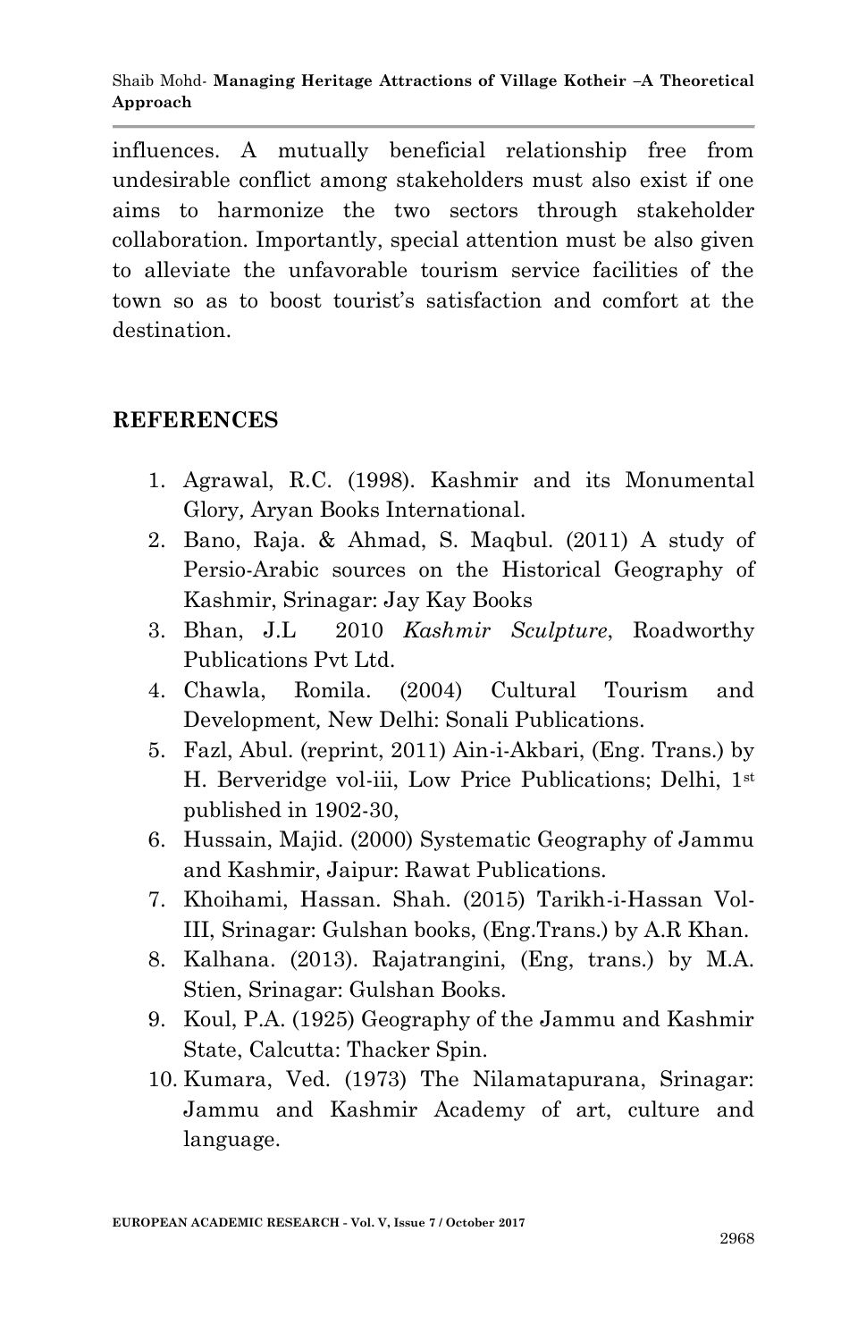influences. A mutually beneficial relationship free from undesirable conflict among stakeholders must also exist if one aims to harmonize the two sectors through stakeholder collaboration. Importantly, special attention must be also given to alleviate the unfavorable tourism service facilities of the town so as to boost tourist's satisfaction and comfort at the destination.

## REFERENCES

1. Agrawal, R.C. (1998). Kashmir and its Monumental Glory*,* Aryan Books International.
2. Bano, Raja. & Ahmad, S. Maqbul. (2011) A study of Persio-Arabic sources on the Historical Geography of Kashmir, Srinagar: Jay Kay Books
3. Bhan, J.L 2010 *Kashmir Sculpture*, Roadworthy Publications Pvt Ltd.
4. Chawla, Romila. (2004) Cultural Tourism and Development*,* New Delhi: Sonali Publications.
5. Fazl, Abul. (reprint, 2011) Ain-i-Akbari, (Eng. Trans.) by H. Berveridge vol-iii, Low Price Publications; Delhi, 1st published in 1902-30,
6. Hussain, Majid. (2000) Systematic Geography of Jammu and Kashmir, Jaipur: Rawat Publications.
7. Khoihami, Hassan. Shah. (2015) Tarikh-i-Hassan Vol-III, Srinagar: Gulshan books, (Eng.Trans.) by A.R Khan.
8. Kalhana. (2013). Rajatrangini, (Eng, trans.) by M.A. Stien, Srinagar: Gulshan Books.
9. Koul, P.A. (1925) Geography of the Jammu and Kashmir State, Calcutta: Thacker Spin.
10. Kumara, Ved. (1973) The Nilamatapurana, Srinagar: Jammu and Kashmir Academy of art, culture and language.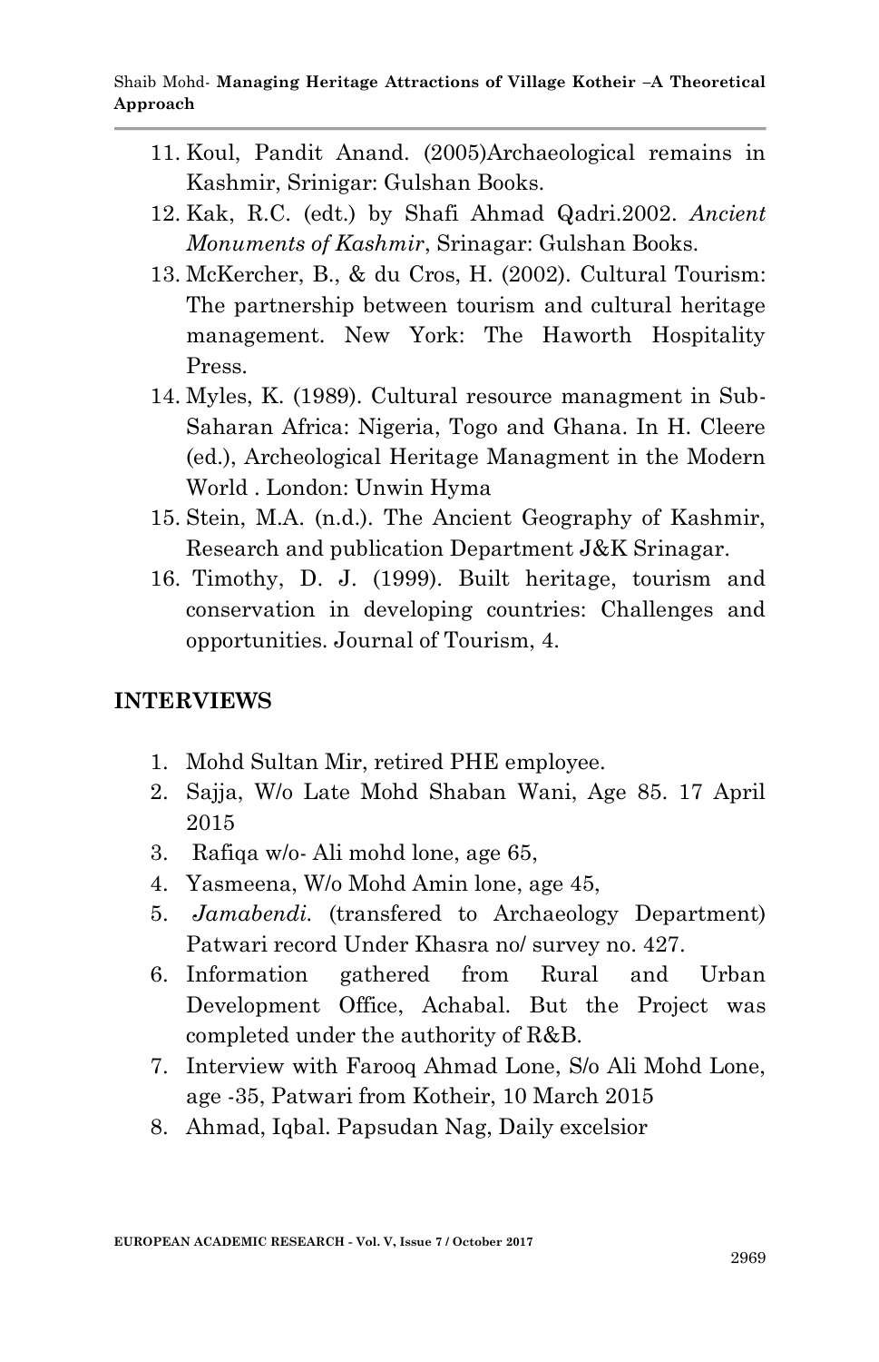11. Koul, Pandit Anand. (2005)Archaeological remains in Kashmir, Srinigar: Gulshan Books.
12. Kak, R.C. (edt.) by Shafi Ahmad Qadri.2002. *Ancient Monuments of Kashmir*, Srinagar: Gulshan Books.
13. McKercher, B., & du Cros, H. (2002). Cultural Tourism: The partnership between tourism and cultural heritage management. New York: The Haworth Hospitality Press.
14. Myles, K. (1989). Cultural resource managment in Sub-Saharan Africa: Nigeria, Togo and Ghana. In H. Cleere (ed.), Archeological Heritage Managment in the Modern World . London: Unwin Hyma
15. Stein, M.A. (n.d.). The Ancient Geography of Kashmir, Research and publication Department J&K Srinagar.
16. Timothy, D. J. (1999). Built heritage, tourism and conservation in developing countries: Challenges and opportunities. Journal of Tourism, 4.

## INTERVIEWS

1. Mohd Sultan Mir, retired PHE employee.
2. Sajja, W/o Late Mohd Shaban Wani, Age 85. 17 April 2015
3. Rafiqa w/o- Ali mohd lone, age 65,
4. Yasmeena, W/o Mohd Amin lone, age 45,
5. *Jamabendi*. (transfered to Archaeology Department) Patwari record Under Khasra no/ survey no. 427.
6. Information gathered from Rural and Urban Development Office, Achabal. But the Project was completed under the authority of R&B.
7. Interview with Farooq Ahmad Lone, S/o Ali Mohd Lone, age -35, Patwari from Kotheir, 10 March 2015
8. Ahmad, Iqbal. Papsudan Nag, Daily excelsior